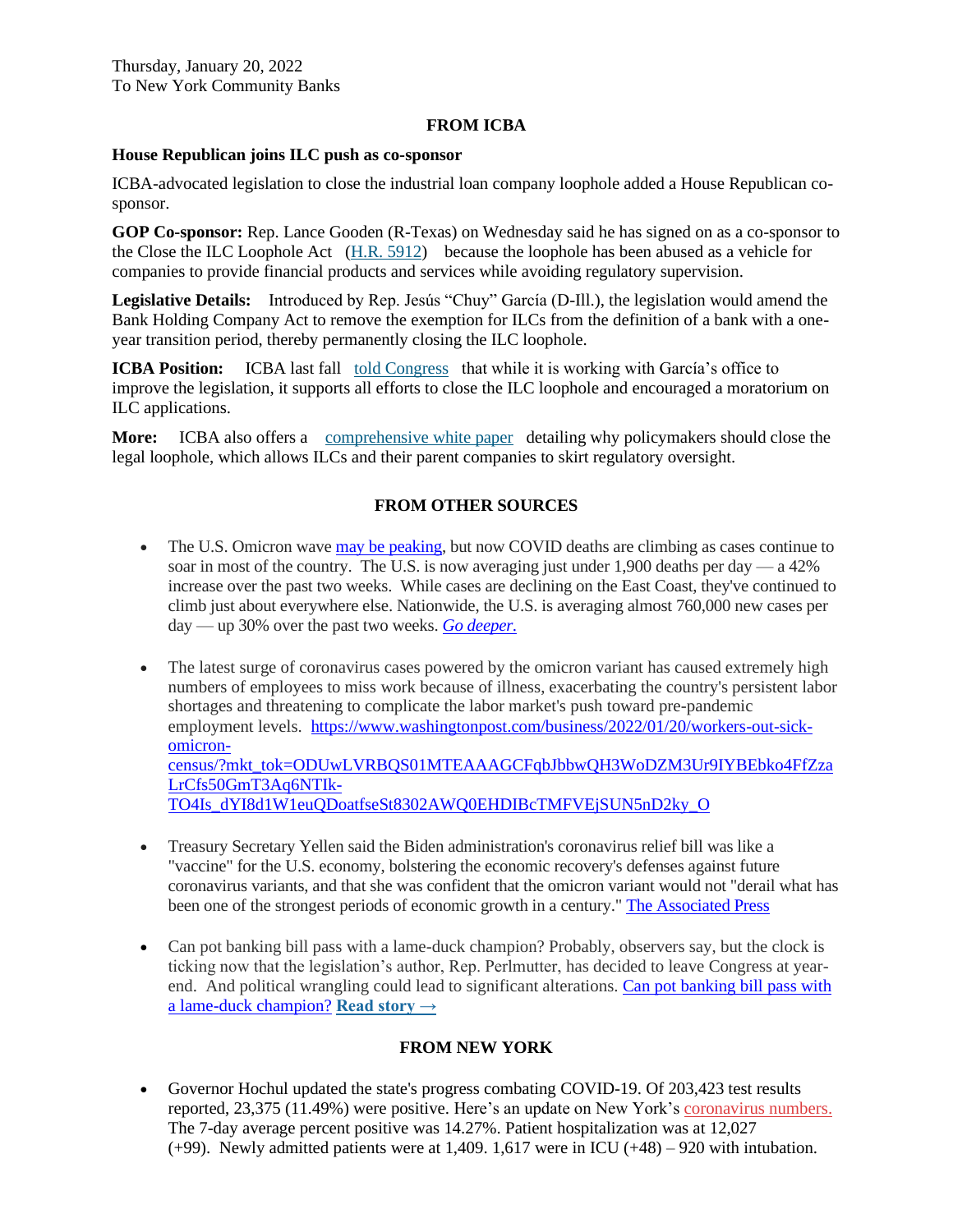Thursday, January 20, 2022
To New York Community Banks

## FROM ICBA

### House Republican joins ILC push as co-sponsor

ICBA-advocated legislation to close the industrial loan company loophole added a House Republican co-sponsor.

**GOP Co-sponsor:** Rep. Lance Gooden (R-Texas) on Wednesday said he has signed on as a co-sponsor to the Close the ILC Loophole Act (H.R. 5912) because the loophole has been abused as a vehicle for companies to provide financial products and services while avoiding regulatory supervision.

**Legislative Details:** Introduced by Rep. Jesús "Chuy" García (D-Ill.), the legislation would amend the Bank Holding Company Act to remove the exemption for ILCs from the definition of a bank with a one-year transition period, thereby permanently closing the ILC loophole.

**ICBA Position:** ICBA last fall told Congress that while it is working with García's office to improve the legislation, it supports all efforts to close the ILC loophole and encouraged a moratorium on ILC applications.

**More:** ICBA also offers a comprehensive white paper detailing why policymakers should close the legal loophole, which allows ILCs and their parent companies to skirt regulatory oversight.

## FROM OTHER SOURCES

- The U.S. Omicron wave may be peaking, but now COVID deaths are climbing as cases continue to soar in most of the country. The U.S. is now averaging just under 1,900 deaths per day — a 42% increase over the past two weeks. While cases are declining on the East Coast, they've continued to climb just about everywhere else. Nationwide, the U.S. is averaging almost 760,000 new cases per day — up 30% over the past two weeks. *Go deeper.*

- The latest surge of coronavirus cases powered by the omicron variant has caused extremely high numbers of employees to miss work because of illness, exacerbating the country's persistent labor shortages and threatening to complicate the labor market's push toward pre-pandemic employment levels. https://www.washingtonpost.com/business/2022/01/20/workers-out-sick-omicron-census/?mkt_tok=ODUwLVRBQS01MTEAAAGCFqbJbbwQH3WoDZM3Ur9IYBEbko4FfZzaLrCfs50GmT3Aq6NTIk-TO4Is_dYI8d1W1euQDoatfseSt8302AWQ0EHDIBcTMFVEjSUN5nD2ky_O

- Treasury Secretary Yellen said the Biden administration's coronavirus relief bill was like a "vaccine" for the U.S. economy, bolstering the economic recovery's defenses against future coronavirus variants, and that she was confident that the omicron variant would not "derail what has been one of the strongest periods of economic growth in a century." The Associated Press

- Can pot banking bill pass with a lame-duck champion? Probably, observers say, but the clock is ticking now that the legislation's author, Rep. Perlmutter, has decided to leave Congress at year-end. And political wrangling could lead to significant alterations. Can pot banking bill pass with a lame-duck champion? **Read story →**

## FROM NEW YORK

- Governor Hochul updated the state's progress combating COVID-19. Of 203,423 test results reported, 23,375 (11.49%) were positive. Here's an update on New York's coronavirus numbers. The 7-day average percent positive was 14.27%. Patient hospitalization was at 12,027 (+99). Newly admitted patients were at 1,409. 1,617 were in ICU (+48) – 920 with intubation.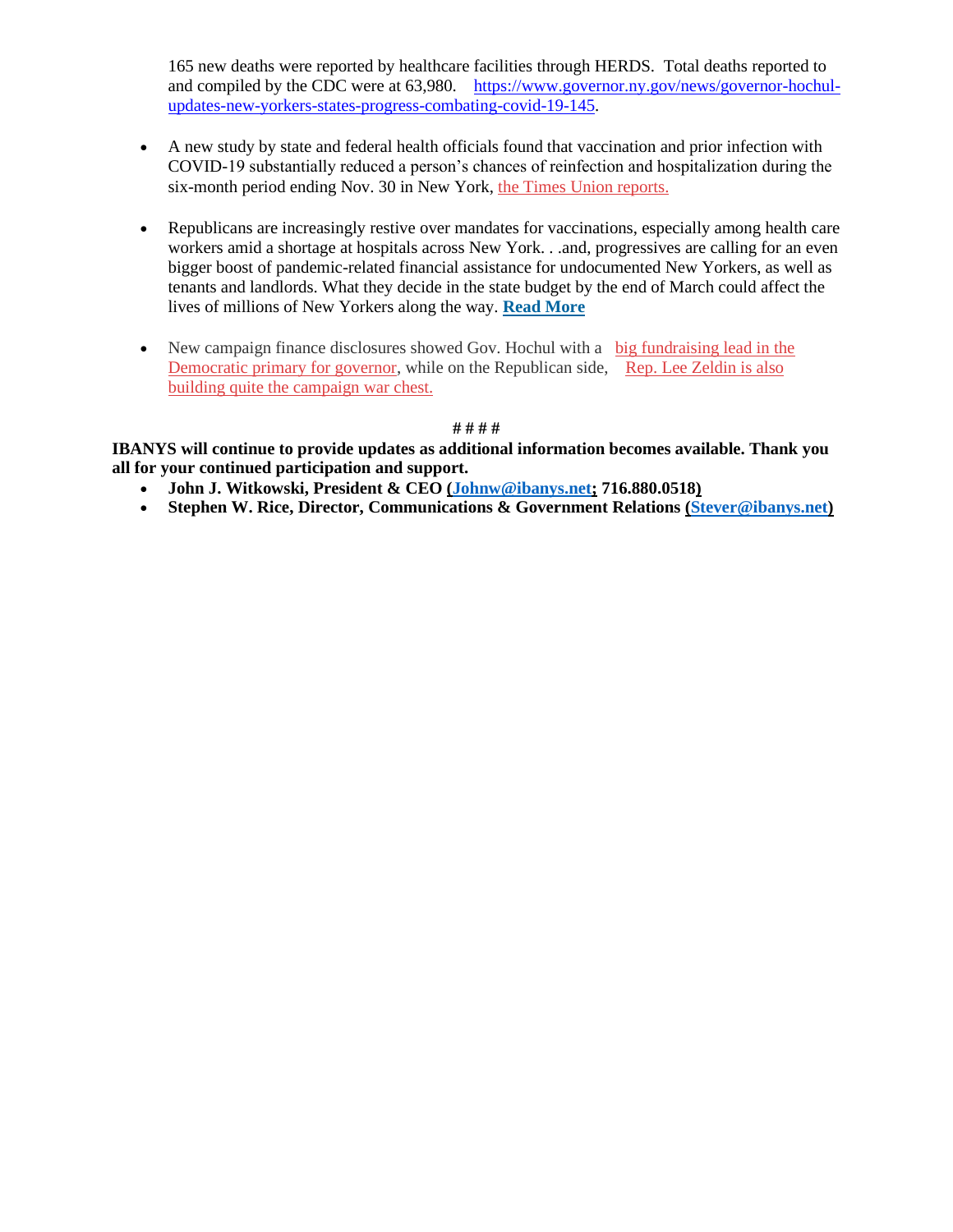165 new deaths were reported by healthcare facilities through HERDS. Total deaths reported to and compiled by the CDC were at 63,980. https://www.governor.ny.gov/news/governor-hochul-updates-new-yorkers-states-progress-combating-covid-19-145.

- A new study by state and federal health officials found that vaccination and prior infection with COVID-19 substantially reduced a person's chances of reinfection and hospitalization during the six-month period ending Nov. 30 in New York, the Times Union reports.

- Republicans are increasingly restive over mandates for vaccinations, especially among health care workers amid a shortage at hospitals across New York. . .and, progressives are calling for an even bigger boost of pandemic-related financial assistance for undocumented New Yorkers, as well as tenants and landlords. What they decide in the state budget by the end of March could affect the lives of millions of New Yorkers along the way. **Read More**

- New campaign finance disclosures showed Gov. Hochul with a big fundraising lead in the Democratic primary for governor, while on the Republican side, Rep. Lee Zeldin is also building quite the campaign war chest.

**# # # #**

**IBANYS will continue to provide updates as additional information becomes available. Thank you all for your continued participation and support.**

- **John J. Witkowski, President & CEO (Johnw@ibanys.net; 716.880.0518)**
- **Stephen W. Rice, Director, Communications & Government Relations (Stever@ibanys.net)**